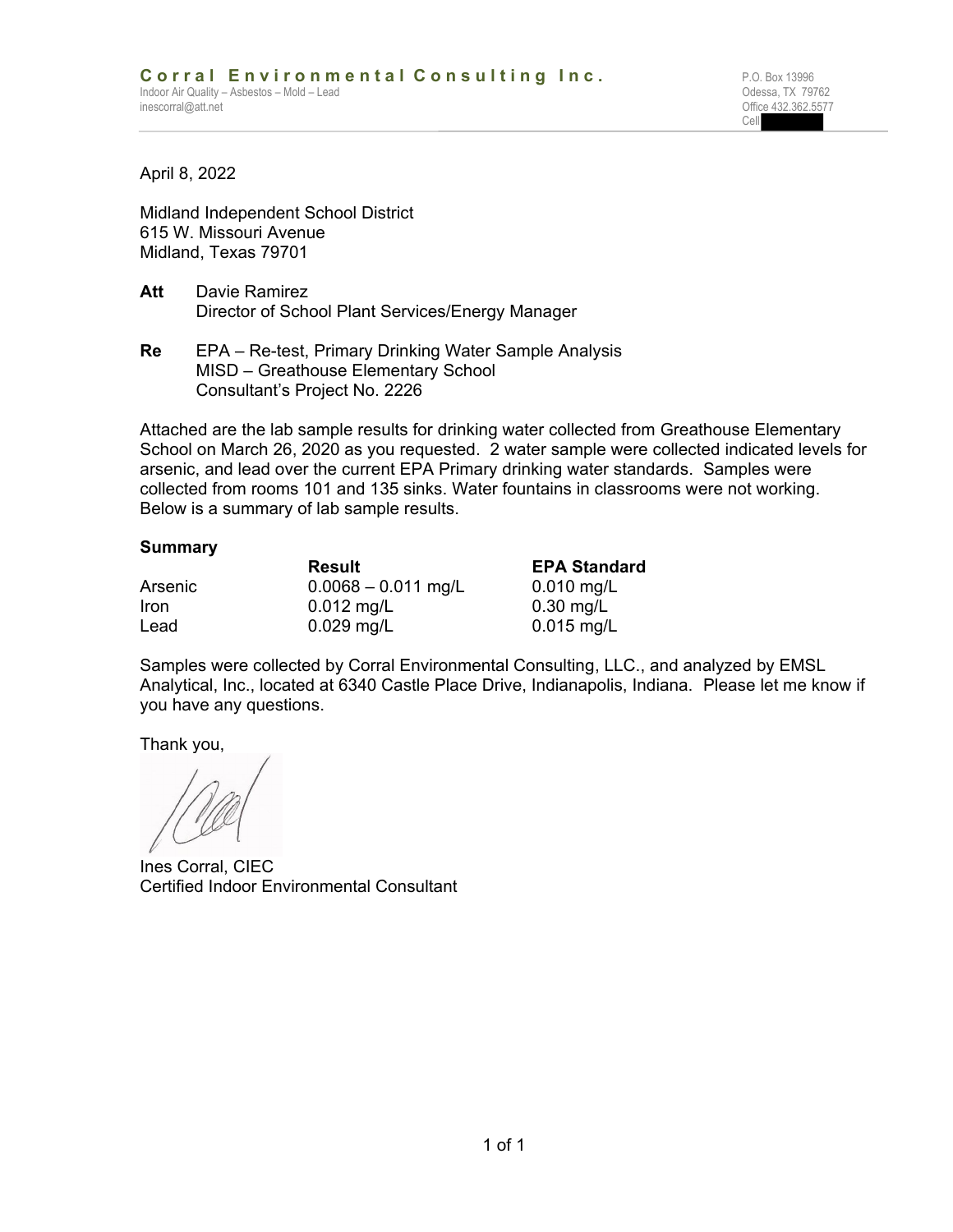**Corral Environmental Consulting Inc.**
Indoor Air Quality – Asbestos – Mold – Lead
inescorral@att.net

P.O. Box 13996
Odessa, TX 79762
Office 432.362.5577
Cell

April 8, 2022

Midland Independent School District
615 W. Missouri Avenue
Midland, Texas 79701

**Att** Davie Ramirez
Director of School Plant Services/Energy Manager

**Re** EPA – Re-test, Primary Drinking Water Sample Analysis
MISD – Greathouse Elementary School
Consultant's Project No. 2226

Attached are the lab sample results for drinking water collected from Greathouse Elementary School on March 26, 2020 as you requested. 2 water sample were collected indicated levels for arsenic, and lead over the current EPA Primary drinking water standards. Samples were collected from rooms 101 and 135 sinks. Water fountains in classrooms were not working. Below is a summary of lab sample results.

**Summary**

| | **Result** | **EPA Standard** |
|---|---|---|
| Arsenic | 0.0068 – 0.011 mg/L | 0.010 mg/L |
| Iron | 0.012 mg/L | 0.30 mg/L |
| Lead | 0.029 mg/L | 0.015 mg/L |

Samples were collected by Corral Environmental Consulting, LLC., and analyzed by EMSL Analytical, Inc., located at 6340 Castle Place Drive, Indianapolis, Indiana. Please let me know if you have any questions.

Thank you,

Ines Corral, CIEC
Certified Indoor Environmental Consultant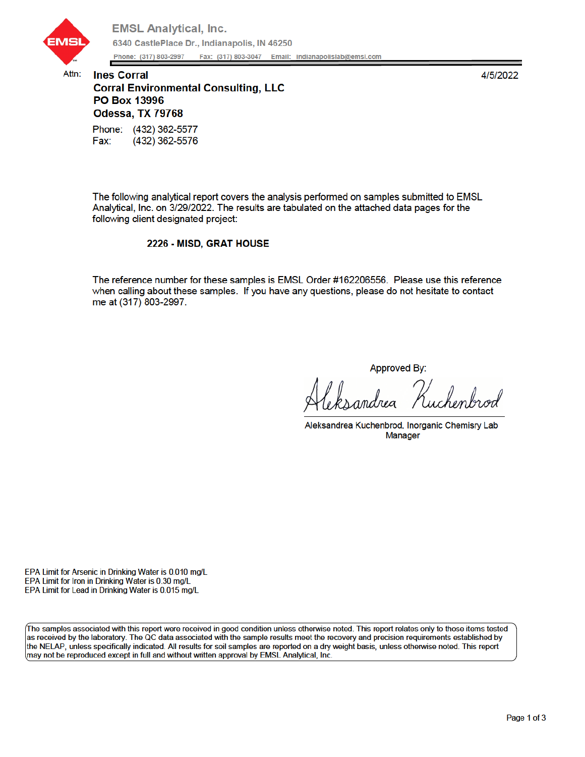# EMSL Analytical, Inc.

6340 CastlePlace Dr., Indianapolis, IN 46250

Phone: (317) 803-2997 Fax: (317) 803-3047 Email: indianapolislab@emsl.com

Attn: **Ines Corral**
**Corral Environmental Consulting, LLC**
**PO Box 13996**
**Odessa, TX 79768**

4/5/2022

Phone: (432) 362-5577
Fax: (432) 362-5576

The following analytical report covers the analysis performed on samples submitted to EMSL Analytical, Inc. on 3/29/2022. The results are tabulated on the attached data pages for the following client designated project:

**2226 - MISD, GRAT HOUSE**

The reference number for these samples is EMSL Order #162206556. Please use this reference when calling about these samples. If you have any questions, please do not hesitate to contact me at (317) 803-2997.

Approved By:

Aleksandrea Kuchenbrod

Aleksandrea Kuchenbrod, Inorganic Chemisry Lab Manager

EPA Limit for Arsenic in Drinking Water is 0.010 mg/L
EPA Limit for Iron in Drinking Water is 0.30 mg/L
EPA Limit for Lead in Drinking Water is 0.015 mg/L

The samples associated with this report were received in good condition unless otherwise noted. This report relates only to those items tested as received by the laboratory. The QC data associated with the sample results meet the recovery and precision requirements established by the NELAP, unless specifically indicated. All results for soil samples are reported on a dry weight basis, unless otherwise noted. This report may not be reproduced except in full and without written approval by EMSL Analytical, Inc.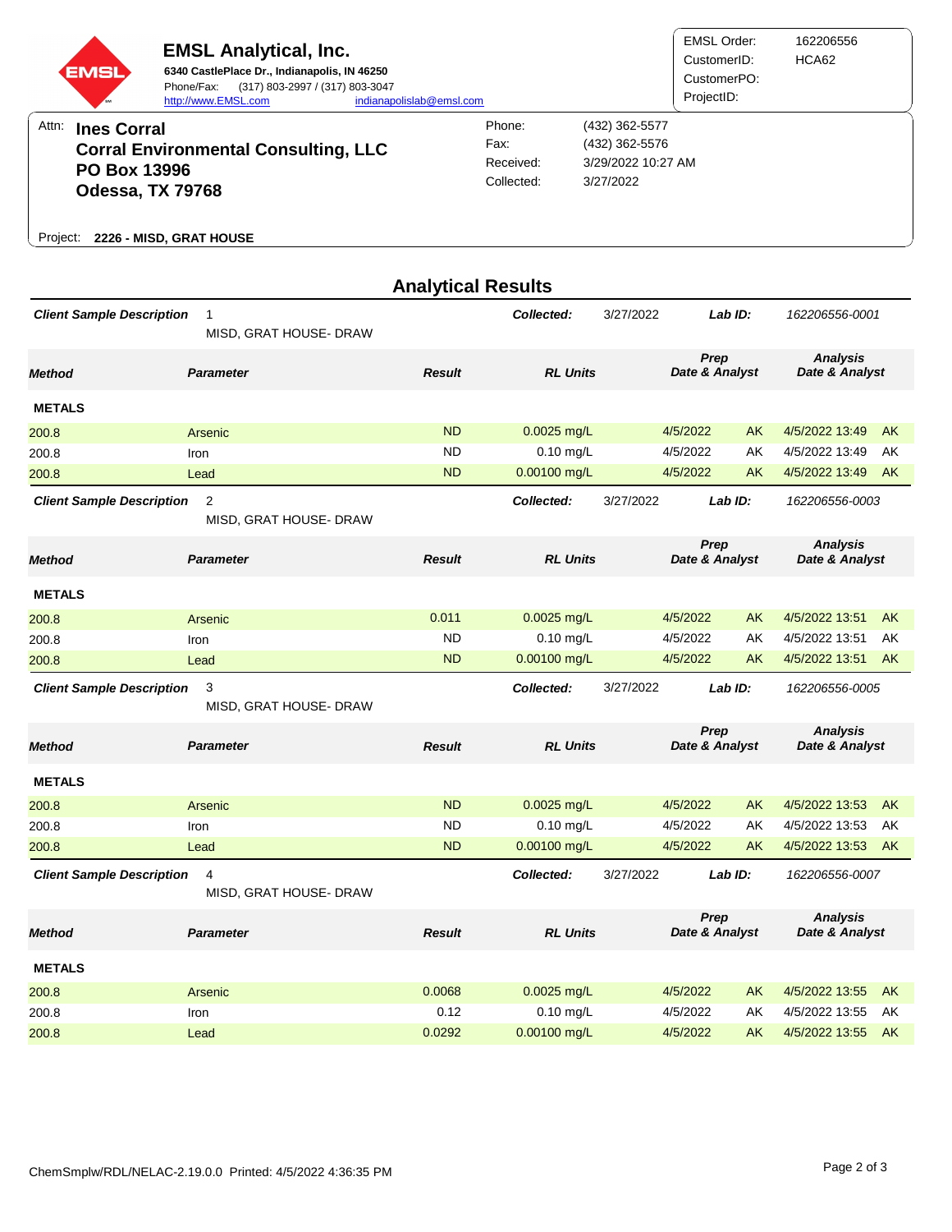**EMSL Analytical, Inc.**
**6340 CastlePlace Dr., Indianapolis, IN 46250**
Phone/Fax: (317) 803-2997 / (317) 803-3047
http://www.EMSL.com indianapolislab@emsl.com

| | |
|---|---|
| EMSL Order: | 162206556 |
| CustomerID: | HCA62 |
| CustomerPO: | |
| ProjectID: | |

Attn: **Ines Corral**
**Corral Environmental Consulting, LLC**
**PO Box 13996**
**Odessa, TX 79768**

| | |
|---|---|
| Phone: | (432) 362-5577 |
| Fax: | (432) 362-5576 |
| Received: | 3/29/2022 10:27 AM |
| Collected: | 3/27/2022 |

Project: **2226 - MISD, GRAT HOUSE**

## Analytical Results

***Client Sample Description*** 1 MISD, GRAT HOUSE- DRAW — ***Collected:*** 3/27/2022 — ***Lab ID:*** *162206556-0001*

| Method | Parameter | Result | RL Units | Prep Date & Analyst | | Analysis Date & Analyst | |
|---|---|---|---|---|---|---|---|
| **METALS** | | | | | | | |
| 200.8 | Arsenic | ND | 0.0025 mg/L | 4/5/2022 | AK | 4/5/2022 13:49 | AK |
| 200.8 | Iron | ND | 0.10 mg/L | 4/5/2022 | AK | 4/5/2022 13:49 | AK |
| 200.8 | Lead | ND | 0.00100 mg/L | 4/5/2022 | AK | 4/5/2022 13:49 | AK |

***Client Sample Description*** 2 MISD, GRAT HOUSE- DRAW — ***Collected:*** 3/27/2022 — ***Lab ID:*** *162206556-0003*

| Method | Parameter | Result | RL Units | Prep Date & Analyst | | Analysis Date & Analyst | |
|---|---|---|---|---|---|---|---|
| **METALS** | | | | | | | |
| 200.8 | Arsenic | 0.011 | 0.0025 mg/L | 4/5/2022 | AK | 4/5/2022 13:51 | AK |
| 200.8 | Iron | ND | 0.10 mg/L | 4/5/2022 | AK | 4/5/2022 13:51 | AK |
| 200.8 | Lead | ND | 0.00100 mg/L | 4/5/2022 | AK | 4/5/2022 13:51 | AK |

***Client Sample Description*** 3 MISD, GRAT HOUSE- DRAW — ***Collected:*** 3/27/2022 — ***Lab ID:*** *162206556-0005*

| Method | Parameter | Result | RL Units | Prep Date & Analyst | | Analysis Date & Analyst | |
|---|---|---|---|---|---|---|---|
| **METALS** | | | | | | | |
| 200.8 | Arsenic | ND | 0.0025 mg/L | 4/5/2022 | AK | 4/5/2022 13:53 | AK |
| 200.8 | Iron | ND | 0.10 mg/L | 4/5/2022 | AK | 4/5/2022 13:53 | AK |
| 200.8 | Lead | ND | 0.00100 mg/L | 4/5/2022 | AK | 4/5/2022 13:53 | AK |

***Client Sample Description*** 4 MISD, GRAT HOUSE- DRAW — ***Collected:*** 3/27/2022 — ***Lab ID:*** *162206556-0007*

| Method | Parameter | Result | RL Units | Prep Date & Analyst | | Analysis Date & Analyst | |
|---|---|---|---|---|---|---|---|
| **METALS** | | | | | | | |
| 200.8 | Arsenic | 0.0068 | 0.0025 mg/L | 4/5/2022 | AK | 4/5/2022 13:55 | AK |
| 200.8 | Iron | 0.12 | 0.10 mg/L | 4/5/2022 | AK | 4/5/2022 13:55 | AK |
| 200.8 | Lead | 0.0292 | 0.00100 mg/L | 4/5/2022 | AK | 4/5/2022 13:55 | AK |

ChemSmplw/RDL/NELAC-2.19.0.0 Printed: 4/5/2022 4:36:35 PM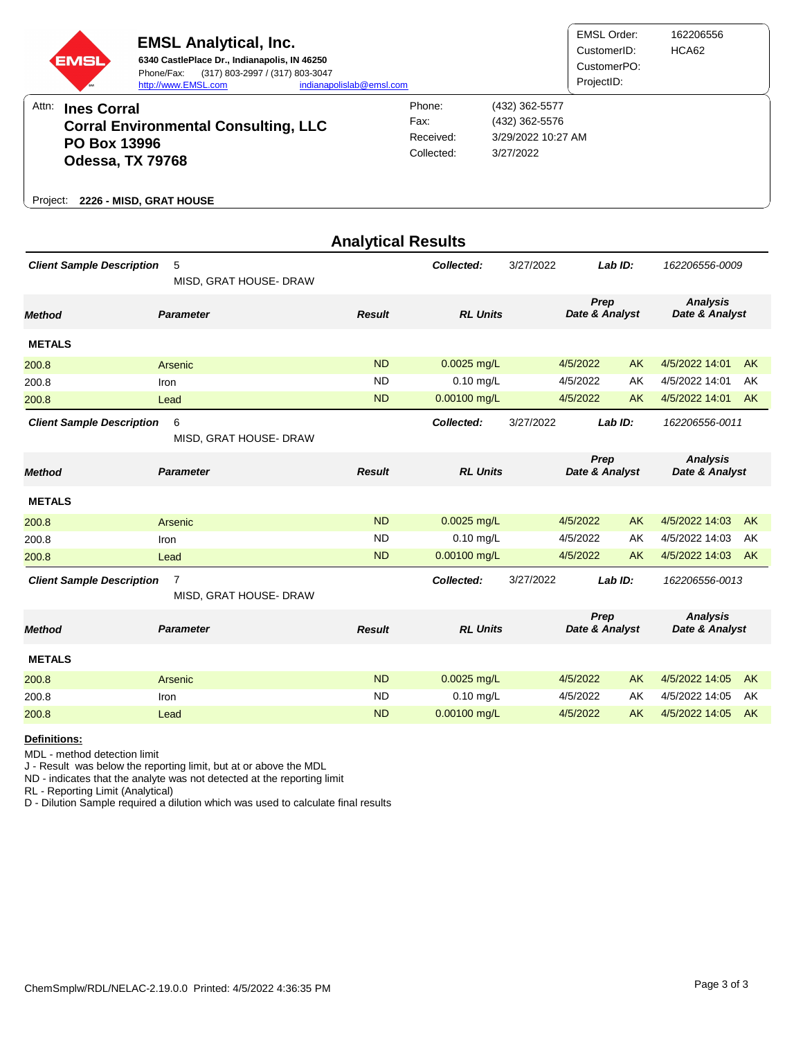# EMSL Analytical, Inc.

**6340 CastlePlace Dr., Indianapolis, IN 46250**
Phone/Fax: (317) 803-2997 / (317) 803-3047
http://www.EMSL.com indianapolislab@emsl.com

EMSL Order: 162206556
CustomerID: HCA62
CustomerPO:
ProjectID:

Attn: **Ines Corral**
**Corral Environmental Consulting, LLC**
**PO Box 13996**
**Odessa, TX 79768**

Phone: (432) 362-5577
Fax: (432) 362-5576
Received: 3/29/2022 10:27 AM
Collected: 3/27/2022

Project: **2226 - MISD, GRAT HOUSE**

## Analytical Results

***Client Sample Description*** 5 MISD, GRAT HOUSE- DRAW — ***Collected:*** 3/27/2022 — ***Lab ID:*** *162206556-0009*

| Method | Parameter | Result | RL Units | Prep Date & Analyst | | Analysis Date & Analyst | |
|---|---|---|---|---|---|---|---|
| **METALS** | | | | | | | |
| 200.8 | Arsenic | ND | 0.0025 mg/L | 4/5/2022 | AK | 4/5/2022 14:01 | AK |
| 200.8 | Iron | ND | 0.10 mg/L | 4/5/2022 | AK | 4/5/2022 14:01 | AK |
| 200.8 | Lead | ND | 0.00100 mg/L | 4/5/2022 | AK | 4/5/2022 14:01 | AK |

***Client Sample Description*** 6 MISD, GRAT HOUSE- DRAW — ***Collected:*** 3/27/2022 — ***Lab ID:*** *162206556-0011*

| Method | Parameter | Result | RL Units | Prep Date & Analyst | | Analysis Date & Analyst | |
|---|---|---|---|---|---|---|---|
| **METALS** | | | | | | | |
| 200.8 | Arsenic | ND | 0.0025 mg/L | 4/5/2022 | AK | 4/5/2022 14:03 | AK |
| 200.8 | Iron | ND | 0.10 mg/L | 4/5/2022 | AK | 4/5/2022 14:03 | AK |
| 200.8 | Lead | ND | 0.00100 mg/L | 4/5/2022 | AK | 4/5/2022 14:03 | AK |

***Client Sample Description*** 7 MISD, GRAT HOUSE- DRAW — ***Collected:*** 3/27/2022 — ***Lab ID:*** *162206556-0013*

| Method | Parameter | Result | RL Units | Prep Date & Analyst | | Analysis Date & Analyst | |
|---|---|---|---|---|---|---|---|
| **METALS** | | | | | | | |
| 200.8 | Arsenic | ND | 0.0025 mg/L | 4/5/2022 | AK | 4/5/2022 14:05 | AK |
| 200.8 | Iron | ND | 0.10 mg/L | 4/5/2022 | AK | 4/5/2022 14:05 | AK |
| 200.8 | Lead | ND | 0.00100 mg/L | 4/5/2022 | AK | 4/5/2022 14:05 | AK |

**Definitions:**

MDL - method detection limit
J - Result was below the reporting limit, but at or above the MDL
ND - indicates that the analyte was not detected at the reporting limit
RL - Reporting Limit (Analytical)
D - Dilution Sample required a dilution which was used to calculate final results

ChemSmplw/RDL/NELAC-2.19.0.0 Printed: 4/5/2022 4:36:35 PM